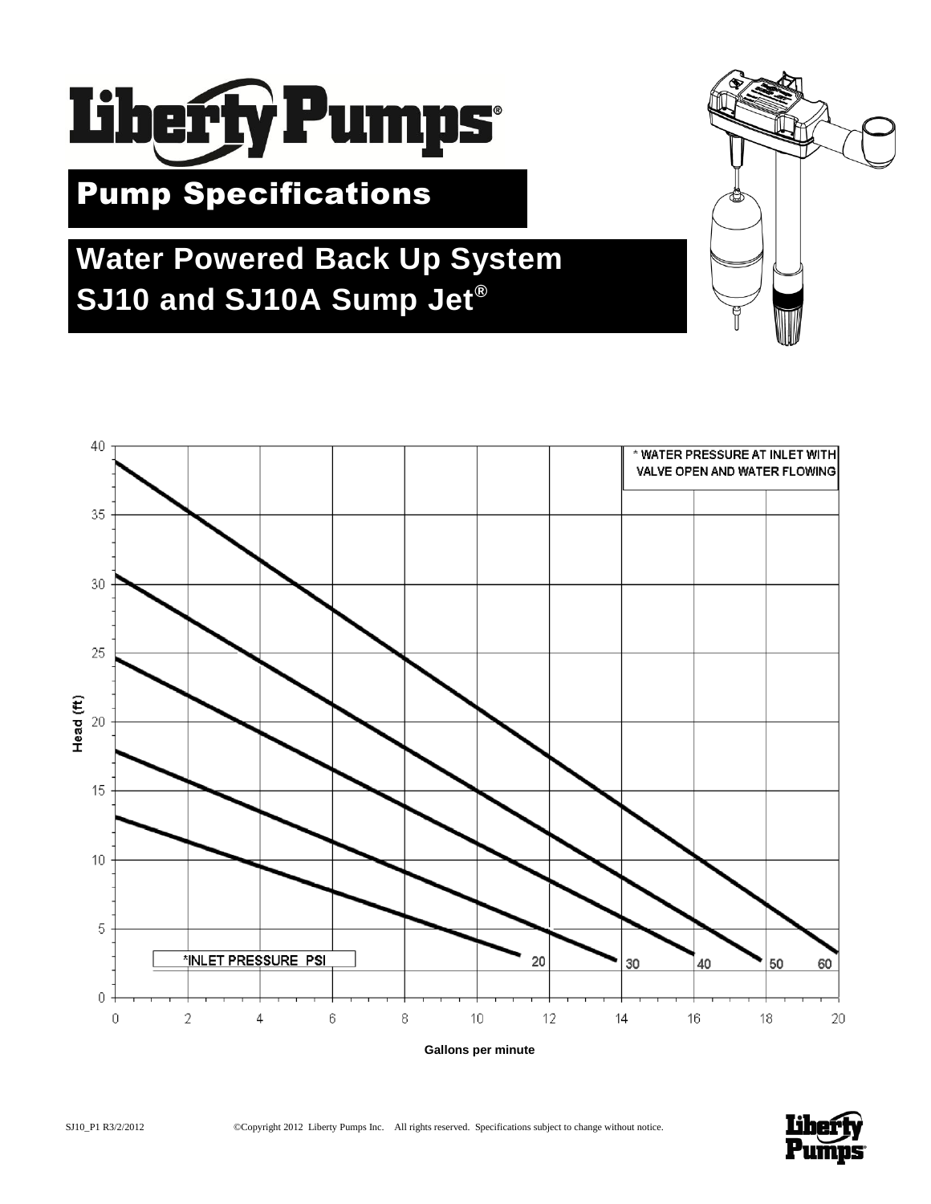# Liberty Pumps®

## Pump Specifications

## Water Powered Back Up System
## SJ10 and SJ10A Sump Jet®

\* WATER PRESSURE AT INLET WITH VALVE OPEN AND WATER FLOWING

Head (ft)

*INLET PRESSURE PSI

20 30 40 50 60

Gallons per minute

SJ10_P1 R3/2/2012 ©Copyright 2012 Liberty Pumps Inc. All rights reserved. Specifications subject to change without notice.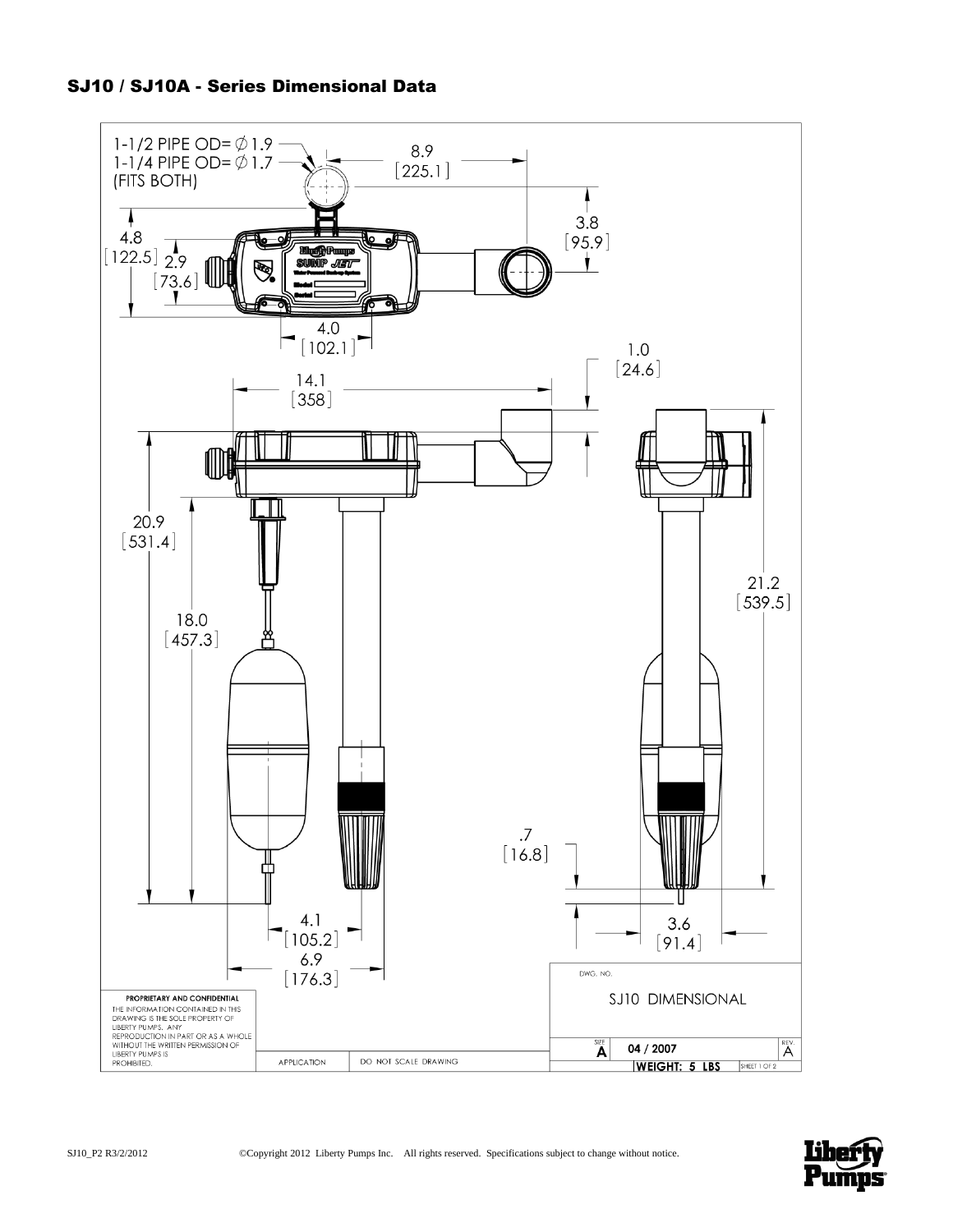## SJ10 / SJ10A - Series Dimensional Data

1-1/2 PIPE OD= Ø1.9
1-1/4 PIPE OD= Ø1.7
(FITS BOTH)

8.9 [225.1]

3.8 [95.9]

4.8 [122.5]

2.9 [73.6]

4.0 [102.1]

1.0 [24.6]

14.1 [358]

20.9 [531.4]

18.0 [457.3]

21.2 [539.5]

.7 [16.8]

4.1 [105.2]

6.9 [176.3]

3.6 [91.4]

**PROPRIETARY AND CONFIDENTIAL**
THE INFORMATION CONTAINED IN THIS DRAWING IS THE SOLE PROPERTY OF LIBERTY PUMPS. ANY REPRODUCTION IN PART OR AS A WHOLE WITHOUT THE WRITTEN PERMISSION OF LIBERTY PUMPS IS PROHIBITED.

APPLICATION | DO NOT SCALE DRAWING

DWG. NO. SJ10 DIMENSIONAL

SIZE A | 04 / 2007 | REV. A

WEIGHT: 5 LBS | SHEET 1 OF 2

SJ10_P2 R3/2/2012 ©Copyright 2012 Liberty Pumps Inc. All rights reserved. Specifications subject to change without notice.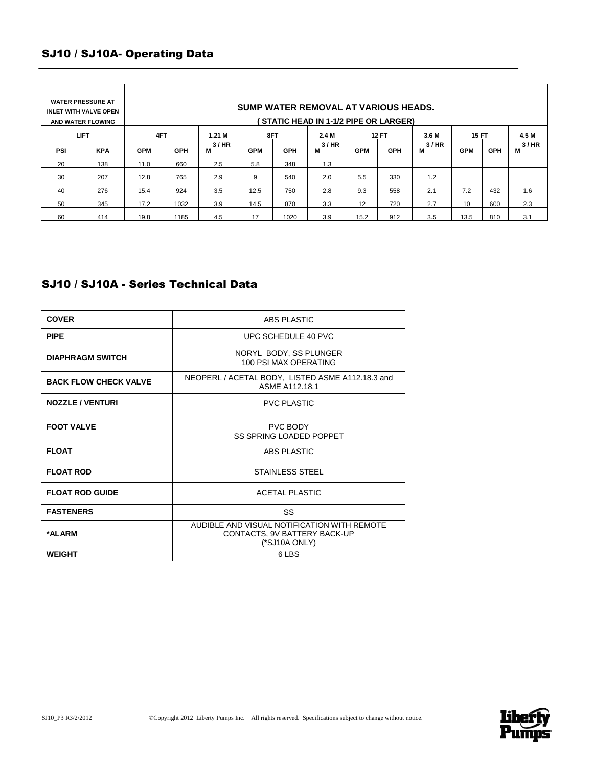## SJ10 / SJ10A- Operating Data

| WATER PRESSURE AT INLET WITH VALVE OPEN AND WATER FLOWING | | SUMP WATER REMOVAL AT VARIOUS HEADS. ( STATIC HEAD IN 1-1/2 PIPE OR LARGER) | | | | | | | | | | | |
|---|---|---|---|---|---|---|---|---|---|---|---|---|---|
| LIFT | | 4FT | | 1.21 M | 8FT | | 2.4 M | 12 FT | | 3.6 M | 15 FT | | 4.5 M |
| PSI | KPA | GPM | GPH | 3 / HR M | GPM | GPH | 3 / HR M | GPM | GPH | 3 / HR M | GPM | GPH | 3 / HR M |
| 20 | 138 | 11.0 | 660 | 2.5 | 5.8 | 348 | 1.3 | | | | | | |
| 30 | 207 | 12.8 | 765 | 2.9 | 9 | 540 | 2.0 | 5.5 | 330 | 1.2 | | | |
| 40 | 276 | 15.4 | 924 | 3.5 | 12.5 | 750 | 2.8 | 9.3 | 558 | 2.1 | 7.2 | 432 | 1.6 |
| 50 | 345 | 17.2 | 1032 | 3.9 | 14.5 | 870 | 3.3 | 12 | 720 | 2.7 | 10 | 600 | 2.3 |
| 60 | 414 | 19.8 | 1185 | 4.5 | 17 | 1020 | 3.9 | 15.2 | 912 | 3.5 | 13.5 | 810 | 3.1 |

## SJ10 / SJ10A - Series Technical Data

| | |
|---|---|
| **COVER** | ABS PLASTIC |
| **PIPE** | UPC SCHEDULE 40 PVC |
| **DIAPHRAGM SWITCH** | NORYL BODY, SS PLUNGER 100 PSI MAX OPERATING |
| **BACK FLOW CHECK VALVE** | NEOPERL / ACETAL BODY, LISTED ASME A112.18.3 and ASME A112.18.1 |
| **NOZZLE / VENTURI** | PVC PLASTIC |
| **FOOT VALVE** | PVC BODY SS SPRING LOADED POPPET |
| **FLOAT** | ABS PLASTIC |
| **FLOAT ROD** | STAINLESS STEEL |
| **FLOAT ROD GUIDE** | ACETAL PLASTIC |
| **FASTENERS** | SS |
| ***ALARM** | AUDIBLE AND VISUAL NOTIFICATION WITH REMOTE CONTACTS, 9V BATTERY BACK-UP (*SJ10A ONLY) |
| **WEIGHT** | 6 LBS |

SJ10_P3 R3/2/2012 ©Copyright 2012 Liberty Pumps Inc. All rights reserved. Specifications subject to change without notice.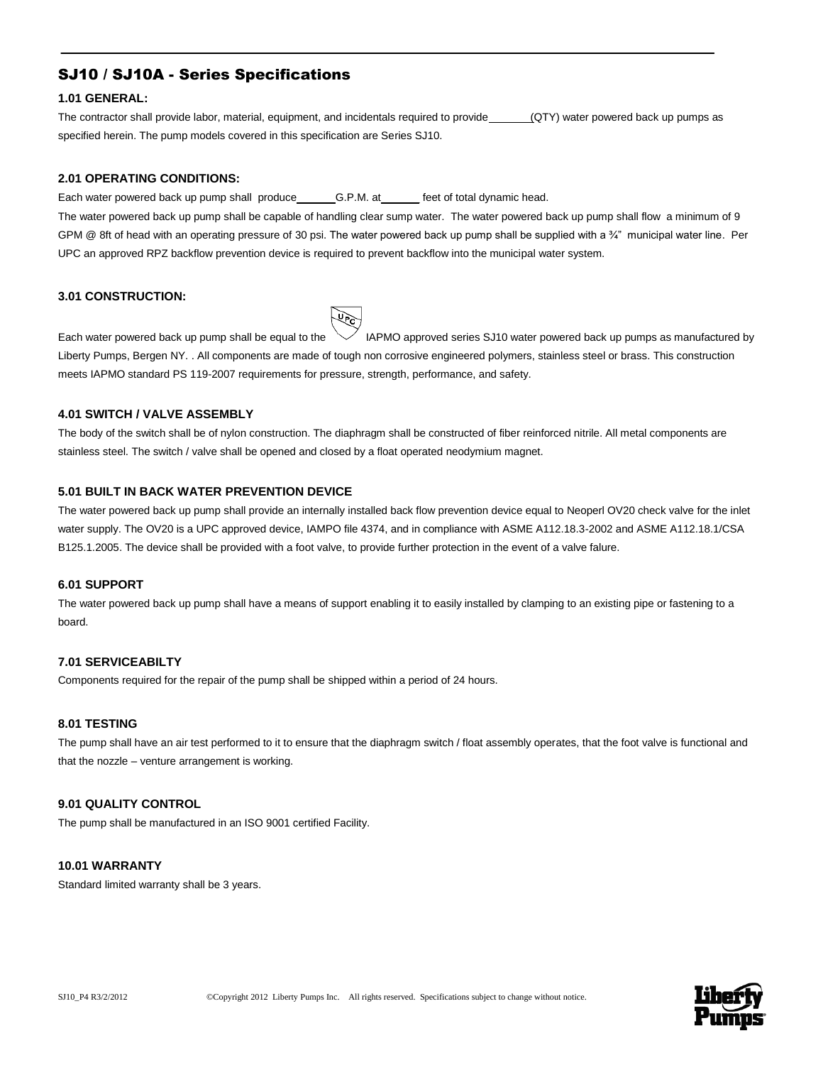## SJ10 / SJ10A - Series Specifications

### 1.01 GENERAL:

The contractor shall provide labor, material, equipment, and incidentals required to provide_______(QTY) water powered back up pumps as specified herein. The pump models covered in this specification are Series SJ10.

### 2.01 OPERATING CONDITIONS:

Each water powered back up pump shall produce______G.P.M. at______ feet of total dynamic head.

The water powered back up pump shall be capable of handling clear sump water. The water powered back up pump shall flow a minimum of 9 GPM @ 8ft of head with an operating pressure of 30 psi. The water powered back up pump shall be supplied with a ¾" municipal water line. Per UPC an approved RPZ backflow prevention device is required to prevent backflow into the municipal water system.

### 3.01 CONSTRUCTION:

Each water powered back up pump shall be equal to the UPC IAPMO approved series SJ10 water powered back up pumps as manufactured by Liberty Pumps, Bergen NY. . All components are made of tough non corrosive engineered polymers, stainless steel or brass. This construction meets IAPMO standard PS 119-2007 requirements for pressure, strength, performance, and safety.

### 4.01 SWITCH / VALVE ASSEMBLY

The body of the switch shall be of nylon construction. The diaphragm shall be constructed of fiber reinforced nitrile. All metal components are stainless steel. The switch / valve shall be opened and closed by a float operated neodymium magnet.

### 5.01 BUILT IN BACK WATER PREVENTION DEVICE

The water powered back up pump shall provide an internally installed back flow prevention device equal to Neoperl OV20 check valve for the inlet water supply. The OV20 is a UPC approved device, IAMPO file 4374, and in compliance with ASME A112.18.3-2002 and ASME A112.18.1/CSA B125.1.2005. The device shall be provided with a foot valve, to provide further protection in the event of a valve falure.

### 6.01 SUPPORT

The water powered back up pump shall have a means of support enabling it to easily installed by clamping to an existing pipe or fastening to a board.

### 7.01 SERVICEABILTY

Components required for the repair of the pump shall be shipped within a period of 24 hours.

### 8.01 TESTING

The pump shall have an air test performed to it to ensure that the diaphragm switch / float assembly operates, that the foot valve is functional and that the nozzle – venture arrangement is working.

### 9.01 QUALITY CONTROL

The pump shall be manufactured in an ISO 9001 certified Facility.

### 10.01 WARRANTY

Standard limited warranty shall be 3 years.

SJ10_P4 R3/2/2012 ©Copyright 2012 Liberty Pumps Inc. All rights reserved. Specifications subject to change without notice.